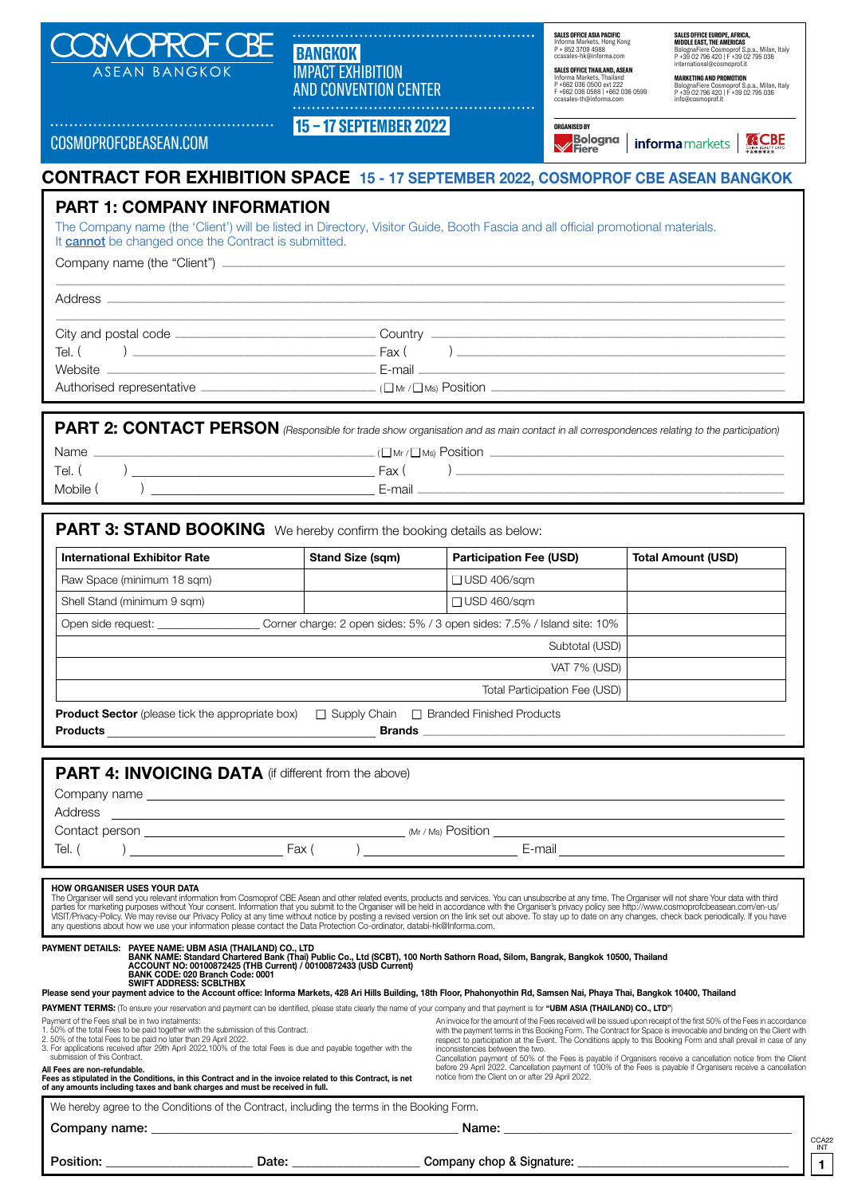COSMOPROF CBE
ASEAN BANGKOK

COSMOPROFCBEASEAN.COM

**BANGKOK**
IMPACT EXHIBITION AND CONVENTION CENTER

**15 – 17 SEPTEMBER 2022**

**SALES OFFICE ASIA PACIFIC**
Informa Markets, Hong Kong
P + 852 3709 4988
ccasales-hk@informa.com

**SALES OFFICE THAILAND, ASEAN**
Informa Markets, Thailand
P +662 036 0500 ext 222
F +662 036 0588 | +662 036 0599
ccasales-th@informa.com

**SALES OFFICE EUROPE, AFRICA, MIDDLE EAST, THE AMERICAS**
BolognaFiere Cosmoprof S.p.a., Milan, Italy
P +39 02 796 420 | F +39 02 795 036
international@cosmoprof.it

**MARKETING AND PROMOTION**
BolognaFiere Cosmoprof S.p.a., Milan, Italy
P +39 02 796 420 | F +39 02 795 036
info@cosmoprof.it

ORGANISED BY
Bologna Fiere | informa markets | CBE

# CONTRACT FOR EXHIBITION SPACE 15 - 17 SEPTEMBER 2022, COSMOPROF CBE ASEAN BANGKOK

## PART 1: COMPANY INFORMATION

The Company name (the 'Client') will be listed in Directory, Visitor Guide, Booth Fascia and all official promotional materials. It **cannot** be changed once the Contract is submitted.

Company name (the "Client") ______________________________________________

______________________________________________

Address ______________________________________________

______________________________________________

City and postal code ____________________ Country ____________________

Tel. ( ) ____________________ Fax ( ) ____________________

Website ____________________ E-mail ____________________

Authorised representative ____________________ (☐ Mr / ☐ Ms) Position ____________________

## PART 2: CONTACT PERSON *(Responsible for trade show organisation and as main contact in all correspondences relating to the participation)*

Name ____________________ (☐ Mr / ☐ Ms) Position ____________________

Tel. ( ) ____________________ Fax ( ) ____________________

Mobile ( ) ____________________ E-mail ____________________

## PART 3: STAND BOOKING We hereby confirm the booking details as below:

| International Exhibitor Rate | Stand Size (sqm) | Participation Fee (USD) | Total Amount (USD) |
|---|---|---|---|
| Raw Space (minimum 18 sqm) | | ☐ USD 406/sqm | |
| Shell Stand (minimum 9 sqm) | | ☐ USD 460/sqm | |
| Open side request: ____________ Corner charge: 2 open sides: 5% / 3 open sides: 7.5% / Island site: 10% | | | |
| Subtotal (USD) | | | |
| VAT 7% (USD) | | | |
| Total Participation Fee (USD) | | | |

**Product Sector** (please tick the appropriate box) ☐ Supply Chain ☐ Branded Finished Products

**Products** ____________________ **Brands** ____________________

## PART 4: INVOICING DATA (if different from the above)

Company name ______________________________________________

Address ______________________________________________

Contact person ____________________ (Mr / Ms) Position ____________________

Tel. ( ) ____________________ Fax ( ) ____________________ E-mail ____________________

**HOW ORGANISER USES YOUR DATA**

The Organiser will send you relevant information from Cosmoprof CBE Asean and other related events, products and services. You can unsubscribe at any time. The Organiser will not share Your data with third parties for marketing purposes without Your consent. Information that you submit to the Organiser will be held in accordance with the Organiser's privacy policy see http://www.cosmoprofcbeasean.com/en-us/VISIT/Privacy-Policy. We may revise our Privacy Policy at any time without notice by posting a revised version on the link set out above. To stay up to date on any changes, check back periodically. If you have any questions about how we use your information please contact the Data Protection Co-ordinator, databi-hk@Informa.com.

**PAYMENT DETAILS: PAYEE NAME: UBM ASIA (THAILAND) CO., LTD**
**BANK NAME: Standard Chartered Bank (Thai) Public Co., Ltd (SCBT), 100 North Sathorn Road, Silom, Bangrak, Bangkok 10500, Thailand**
**ACCOUNT NO: 00100872425 (THB Current) / 00100872433 (USD Current)**
**BANK CODE: 020 Branch Code: 0001**
**SWIFT ADDRESS: SCBLTHBX**

**Please send your payment advice to the Account office: Informa Markets, 428 Ari Hills Building, 18th Floor, Phahonyothin Rd, Samsen Nai, Phaya Thai, Bangkok 10400, Thailand**

**PAYMENT TERMS:** (To ensure your reservation and payment can be identified, please state clearly the name of your company and that payment is for **"UBM ASIA (THAILAND) CO., LTD"**)

Payment of the Fees shall be in two instalments:
1. 50% of the total Fees to be paid together with the submission of this Contract.
2. 50% of the total Fees to be paid no later than 29 April 2022.
3. For applications received after 29th April 2022,100% of the total Fees is due and payable together with the submission of this Contract.

**All Fees are non-refundable.**
**Fees as stipulated in the Conditions, in this Contract and in the invoice related to this Contract, is net of any amounts including taxes and bank charges and must be received in full.**

An invoice for the amount of the Fees received will be issued upon receipt of the first 50% of the Fees in accordance with the payment terms in this Booking Form. The Contract for Space is irrevocable and binding on the Client with respect to participation at the Event. The Conditions apply to this Booking Form and shall prevail in case of any inconsistencies between the two.
Cancellation payment of 50% of the Fees is payable if Organisers receive a cancellation notice from the Client before 29 April 2022. Cancellation payment of 100% of the Fees is payable if Organisers receive a cancellation notice from the Client on or after 29 April 2022.

We hereby agree to the Conditions of the Contract, including the terms in the Booking Form.

**Company name:** ____________________ **Name:** ____________________

**Position:** ____________________ **Date:** ____________________ **Company chop & Signature:** ____________________

CCA22 INT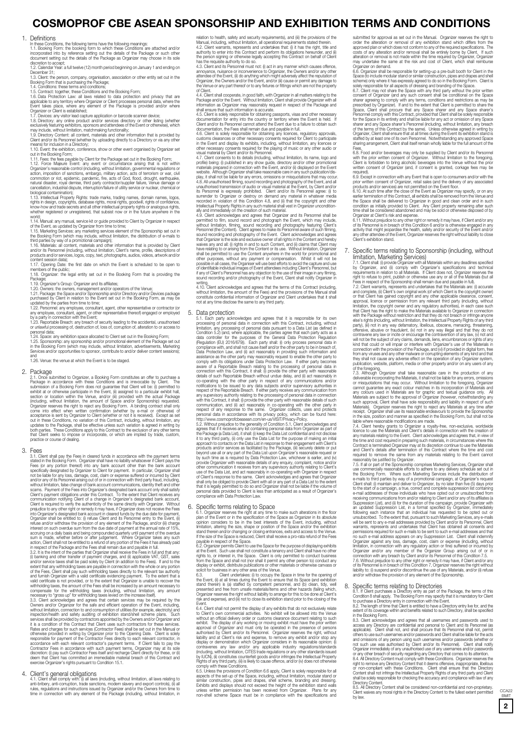# COSMOPROF CBE ASEAN SPONSORSHIP AND EXHIBITION TERMS AND CONDITIONS

## 1. Definitions

In these Conditions, the following terms have the following meanings:

1.1. Booking Form: the booking form to which these Conditions are attached and/or incorporated into by reference setting out the details of the Package or such other document setting out the details of the Package as Organizer may choose in its sole discretion to accept;

1.2. Calendar Year: a full twelve (12) month period beginning on January 1 and ending on December 31;

1.3. Client: the person, company, organisation, association or other entity set out in the Booking Form that is purchasing the Package;

1.4. Conditions: these terms and conditions;

1.5. Contract: together, these Conditions and the Booking Form;

1.6. Data Protection Law: all laws related to data protection and privacy that are applicable to any territory where Organizer or Client processes personal data, where the Event takes place, where any element of the Package is provided and/or where Organizer or Client is established;

1.7. Devices: any visitor lead capture application or barcode scanner device;

1.8. Directory: any online product and/or services directory or other listing (whether exclusively featuring exhibitors, sponsors and attendees of the Event or otherwise), which may include, without limitation, matchmaking functionality;

1.9. Directory Content: all content, materials and other information that is provided by Client and/or its Personnel (whether by uploading directly to a Directory or via any other means) for inclusion in a Directory;

1.10. Event: the exhibition, conference, show or other event organised by Organizer set out in the Booking Form;

1.11. Fees: the fees payable by Client for the Package set out in the Booking Form;

1.12. Force Majeure Event: any event or circumstance arising that is not within Organizer's reasonable control (including, without limitation, governmental regulations or action, imposition of sanctions, embargo, military action, acts of terrorism or war, civil commotion or riot, epidemic, pandemic, fire, acts of God, flood, drought, earthquake, natural disaster, royal demise, third party contractor/supplier failure, Venue damage or cancellation, industrial dispute, interruption/failure of utility service or nuclear, chemical or biological contamination);

1.13. Intellectual Property Rights: trade marks, trading names, domain names, logos, rights in design, copyrights, database rights, moral rights, goodwill, rights of confidence, know-how and trade secrets and all other intellectual property rights or analogous rights, whether registered or unregistered, that subsist now or in the future anywhere in the world;

1.14. Manual: any manual, service kit or guide provided to Client by Organizer in respect of the Event, as updated by Organizer from time to time;

1.15. Marketing Services: any marketing services element of the Sponsorship set out in the Booking Form (which may include, without limitation, the distribution of e-mails to third parties by way of a promotional campaign);

1.16. Materials: all content, materials and other information that is provided by Client and/or its Personnel (including, without limitation, Client's name, profile, descriptions of products and/or services, logos, copy, text, photographs, audios, videos, artwork and/or content session data);

1.17. Opening Date: the first date on which the Event is scheduled to be open to members of the public;

1.18. Organizer: the legal entity set out in the Booking Form that is providing the Package;

1.19. Organizer's Group: Organizer and its affiliates;

1.20. Owners: the owners, management and/or operators of the Venue;

1.21. Package: the Space and/or Sponsorship and/or Directory and/or Devices package purchased by Client in relation to the Event set out in the Booking Form, as may be updated by the parties from time to time;

1.22. Personnel: any employee, consultant, agent, other representative or contractor (or any employee, consultant, agent, or other representative thereof) engaged or employed by a party in connection with the Event;

1.23. Reportable Breach: any breach of security leading to the accidental, unauthorised or unlawful processing of, destruction of, loss of, corruption of, alteration to or access to personal data;

1.24. Space: any exhibition space allocated to Client set out in the Booking Form;

1.25. Sponsorship: any sponsorship and/or promotional element of the Package set out in the Booking Form (which may include, without limitation, advertisements, Marketing Services and/or opportunities to sponsor, contribute to and/or deliver content sessions); and

1.26. Venue: the venue at which the Event is to be staged.

## 2. Package

2.1. Once submitted to Organizer, a Booking Form constitutes an offer to purchase a Package in accordance with these Conditions and is irrevocable by Client. The submission of a Booking Form does not guarantee that Client will be: (i) permitted to exhibit at or otherwise participate in the Event, (ii) assigned to a particular exhibit hall, section or location within the Venue, and/or (iii) provided with the actual Package (including, without limitation, the amount of Space and/or Sponsorship) requested. Organizer reserves the right to reject any Booking Form. A binding contract shall only come into effect when written confirmation (whether by e-mail or otherwise) of acceptance is sent by Organizer to Client (whether or not it is received). Except as set out in these Conditions, no variation of this Contract, including, without limitation, any updates to the Package, shall be effective unless such variation is agreed in writing by both parties. These Conditions apply to this Contract to the exclusion of any other terms that Client seeks to impose or incorporate, or which are implied by trade, custom, practice or course of dealing.

## 3. Fees

3.1. Client shall pay the Fees in cleared funds in accordance with the payment terms stated in the Booking Form. Organizer shall have no liability whatsoever if Client pays the Fees (or any portion thereof) into any bank account other than the bank account specifically designated by Organizer to Client for payment. In particular, Organizer shall not be liable for any loss, damage, cost, claim or expense suffered or incurred by Client and/or any of its Personnel arising out of or in connection with third party fraud, including, without limitation, false change of bank account communications, identity theft and other scams. Payment of the Fees into Organizer's designated bank account only shall satisfy Client's payment obligations under this Contract. To the extent that Client receives any communication notifying Client of a change in Organizer's designated bank account, Client is required to verify the authenticity of the same directly with Organizer. Without prejudice to any other right or remedy it may have, if Organizer does not receive the Fees into Organizer's designated bank account in cleared funds by the due date for payment, Organizer shall be entitled to: (i) refuse Client and its Personnel entry to the Event, (ii) refuse and/or withdraw the provision of any element of the Package, and/or (iii) charge interest on such overdue sum from the due date of payment at the annual rate of 15%, accruing on a daily basis and being compounded quarterly until payment of the overdue sum is made, whether before or after judgment. Where Organizer takes any such action, Client shall not be entitled to a refund of any portion of the Fees it has already paid in respect of the Package and the Fees shall remain due and payable in full.

3.2. It is the intent of the parties that Organizer shall receive the Fees in full and that any: (i) banking and other transfer of payment charges, and (ii) all applicable VAT, GST, sales and/or service taxes shall be paid solely by Client (in addition to the Fees). If and to the extent that any withholding taxes are payable in connection with the whole or any portion of the Fees, Client shall pay such withholding taxes directly to the relevant tax authority and furnish Organizer with a valid certificate evidencing payment. To the extent that a valid certificate is not provided, or to the extent that Organizer is unable to recover the withholding taxes, the amount of the Fees shall be increased by an amount necessary to compensate for the withholding taxes (including, without limitation, any amount necessary to "gross up" for withholding taxes levied on the increase itself).

3.3. Client acknowledges and agrees that certain services may be required by the Owners and/or Organizer for the safe and efficient operation of the Event, including, without limitation, connection to and consumption of utilities (for example, electricity) and inspection/health and safety auditing of exhibition stand/shell scheme plans. Such services shall be provided by contractors appointed by the Owners and/or Organizer and it is a condition of this Contract that Client uses such contractors for these services. Rates and charges for such services (Contractor Fees) shall be set out in the Manual or otherwise provided in writing by Organizer prior to the Opening Date. Client is solely responsible for payment of the Contractor Fees directly to each relevant contractor, in accordance with each relevant contractor's payment terms. If Client fails to pay the Contractor Fees in accordance with such payment terms, Organizer may at its sole discretion: (i) pay such Contractor Fees itself and recharge Client directly for these, or (ii) deem that Client has committed an irremediable material breach of this Contract and exercise Organizer's rights pursuant to Condition 15.1.

## 4. Client's general obligations

4.1. Client shall comply with: (i) all laws (including, without limitation, all laws relating to anti-bribery, anti-corruption, trade sanctions, modern slavery and export controls), (ii) all rules, regulations and instructions issued by Organizer and/or the Owners from time to time in connection with any element of the Package (including, without limitation, in relation to health, safety and security requirements), and (iii) the provisions of the Manual, including, without limitation, all operational requirements stated therein.

4.2. Client warrants, represents and undertakes that: (i) it has the full power, title and authority to enter into this Contract and perform its obligations hereunder, and (ii) the person signing or otherwise legally accepting this Contract on behalf of Client has the requisite authority to do so.

4.3. Client and its Personnel must not: (i) act in any manner which causes offence, annoyance, nuisance or inconvenience to Organizer, the Owners and/or any other attendee of the Event, (ii) do anything which might adversely affect the reputation of Organizer, the Owners and/or the Event, and/or (iii) cause or permit any damage to the Venue or any part thereof or to any fixtures or fittings which are not the property of Client.

4.4. Client shall cooperate, in good faith, with Organizer in all matters relating to the Package and/or the Event. Without limitation, Client shall provide Organizer with all information as Organizer may reasonably request in respect of the Package and shall ensure that such information is accurate.

4.5. Client is solely responsible for obtaining passports, visas and other necessary documentation for entry into the country or territory where the Event is held. If Client and/or its Personnel cannot attend the Event due to a failure to obtain such documentation, the Fees shall remain due and payable in full.

4.6. Client is solely responsible for obtaining any licences, regulatory approvals, customs clearances or other necessary consents required for Client to participate in the Event and display its exhibits, including, without limitation, any licences or other necessary consents required for the playing of music or any other audio or visual material by Client and/or its Personnel.

4.7. Client consents to its details (including, without limitation, its name, logo and profile) being: (i) published in any show guide, directory and/or other promotional materials prepared in connection with the Event, and/or (ii) displayed on the Event website. Although Organizer shall take reasonable care in any such publication/display, it shall not be liable for any errors, omissions or misquotations that may occur.

4.8. All unauthorised filming, sound recording and photography of the Event, and all unauthorised transmission of audio or visual material at the Event, by Client and/or its Personnel is expressly prohibited. Client and/or its Personnel agree: (i) to surrender to Organizer or destroy on demand any material in whatever media recorded in violation of this Condition 4.8, and (ii) that the copyright and other Intellectual Property Rights in any such material shall vest in Organizer unconditionally and immediately on the creation of such material.

4.9. Client acknowledges and agrees that Organizer and its Personnel shall be permitted to film, sound record and photograph the Event, which may include, without limitation, filming, sound recording and photography featuring Client's Personnel (the Content). Client agrees to make its Personnel aware of such filming, sound recording and photography of the Event. Client acknowledges and agrees that Organizer is the sole and exclusive owner of all rights in the Content and hereby waives any and all: (i) rights in and to such Content, and (ii) claims that Client may have relating to or arising from the Content or its use. Without limitation, Organizer shall be permitted to use the Content anywhere in the world for promotional and other purposes, without any payment or compensation. Whilst it will not be possible in all cases, the Organizer will use best efforts to avoid the capture and use of identifiable individual images of Event attendees including Client's Personnel, but if any of Client's Personnel has any objection to the use of their image in any filming, sound recording and/or photography of the Event, Client shall notify Organizer in writing.

4.10. Client acknowledges and agrees that the terms of this Contract (including, without limitation, the amount of the Fees) and the provisions of the Manual shall constitute confidential information of Organizer and Client undertakes that it shall not at any time disclose the same to any third party.

## 5. Data protection

5.1. Each party acknowledges and agrees that it is responsible for its own processing of personal data in connection with this Contract, including, without limitation, any processing of personal data pursuant to a Data List (as defined in Condition 5.2) (and, where applicable, the parties agree that each party acts as a data controller for the purposes of the General Data Protection Regulation (Regulation (EU) 2016/679)). Each party shall: (i) only process personal data in compliance with, and shall not cause itself and/or the other party to be in breach of, Data Protection Law, and (ii) act reasonably in providing such information and assistance as the other party may reasonably request to enable the other party to comply with its obligations under Data Protection Law. If either party becomes aware of a Reportable Breach relating to the processing of personal data in connection with this Contract, it shall: (i) provide the other party with reasonable details of such Reportable Breach without undue delay, and (ii) act reasonably in co-operating with the other party in respect of any communications and/or notifications to be issued to any data subjects and/or supervisory authorities in respect of the Reportable Breach. If either party receives any communication from any supervisory authority relating to the processing of personal data in connection with this Contract, it shall: (i) provide the other party with reasonable details of such communication, and (ii) act reasonably in co-operating with the other party in respect of any response to the same. Organizer collects, uses and protects personal data in accordance with its privacy policy, which can be found here: http://www.cosmoprofcbeasean.com/en-us/VISIT/Privacy-Policy.

5.2. Without prejudice to the generality of Condition 5.1, Client acknowledges and agrees that if it receives any list containing personal data from Organizer as part of the Package (a Data List), it shall: (i) keep the Data List confidential and not disclose it to any third party, (ii) only use the Data List for the purpose of making an initial approach to contacts on the Data List in response to their engagement with Client's products and/or services as facilitated by the Package, (iii) securely delete or put beyond use all or any part of the Data List upon Organizer's reasonable request or by such time as is required by Data Protection Law, whichever is earlier, and (iv) provide Organizer with reasonable details of any enquiry, complaint, notice and/or other communication it receives from any supervisory authority relating to Client's use of the Data List, and act reasonably in co-operating with Organizer in respect of Client's response to the same. Client acknowledges and agrees that Organizer shall only be obliged to provide Client with all or any part of a Data List to the extent that it is legally permitted to do so and Organizer shall not be liable if the volume of personal data provided to Client is less than anticipated as a result of Organizer's compliance with Data Protection Law.

## 6. Specific terms relating to Space

6.1. Organizer reserves the right at any time to make such alterations in the floor plan of the Event or in the specification of the Space as Organizer in its absolute opinion considers to be in the best interests of the Event, including, without limitation, altering the size, shape or position of the Space and/or the exhibition stand therein and/or changing or closing entrances, exits and access to the Venue. If the size of the Space is reduced, Client shall receive a pro-rata refund of the Fees payable in respect of the Space.

6.2. Organizer permits Client to use the Space for the purpose of displaying exhibits at the Event. Such use shall not constitute a tenancy and Client shall have no other rights to, or interest in, the Space. Client is only permitted to conduct business from the Space and shall not (nor shall it permit any other person to) conduct any display or exhibit, distribute publications or other materials or otherwise canvass or solicit for business in any other area of the Venue.

6.3. Client undertakes: (i) to occupy the Space in time for the opening of the Event, (ii) at all times during the Event to ensure that its Space (and exhibition stand therein) is (a) staffed by competent personnel, and (b) clean, tidy, well presented and free from unsafe materials/items and other hazards (failing which, Organizer reserves the right without liability to arrange for this to be done at Client's risk and expense), and (iii) not to close its exhibition stand prior to the closing of the Event.

6.4. Client shall not permit the display of any exhibits that do not exclusively relate to Client's own commercial activities. No exhibit will be allowed in the Venue without an official delivery order or customs clearance document relating to such exhibit. The display of any working or moving exhibit must have the prior written approval of Organizer and must only be operated in the presence of persons authorised by Client and/or its Personnel. Organizer reserves the right, without liability and at Client's risk and expense, to remove any exhibit and/or stop any display or demonstration which Organizer considers in its reasonable opinion: (i) contravenes any law and/or any applicable industry regulations/standards (including, without limitation, CITES trade regulations or any other standards issued by IUCN), (ii) constitutes counterfeit goods and/or infringes the Intellectual Property Rights of any third party, (iii) is likely to cause offence, and/or (iv) does not otherwise comply with these Conditions.

6.5. Unless the provisions of Condition 6.6 apply, Client is solely responsible for all aspects of the set-up of the Space, including, without limitation, modular stand or similar construction, pipes and drapes, shell scheme, branding and dressing. Exhibits and displays should not exceed the height of the exhibition stand walls unless written permission has been received from Organizer. Plans for any non-shell scheme Space must be in compliance with the specifications and submitted for approval as set out in the Manual. Organizer reserves the right to order the alteration or removal of any exhibition stand which differs from the approved plan or which does not conform to any of the required specifications. The costs of any alteration and/or removal shall be entirely borne by Client. If such alteration or removal is not made within the time required by Organizer, Organizer may undertake the same at the risk and cost of Client, which shall reimburse Organizer on demand.

6.6. Organizer shall be responsible for setting-up a pre-built booth for Client in the Space (to include modular stand or similar construction, pipes and drapes and shell scheme) only where it has expressly agreed to do so in the Booking Form. Client is solely responsible for all aspects of dressing and branding of the Space.

6.7. Client may not share the Space with any third party without the prior written consent of Organizer (and any such consent shall be conditional on the Space sharer agreeing to comply with any terms, conditions and restrictions as may be prescribed by Organizer). If and to the extent that Client is permitted to share the Space, Client shall procure that any Space sharer and any Space sharer's Personnel comply with this Contract, provided that Client shall be solely responsible for the Space in its entirety and shall be liable for any act or omission of any Space sharer and any Space sharer's Personnel (including, without limitation, any breach of the terms of this Contract by the same). Unless otherwise agreed in writing by Organizer, Client shall ensure that it at all times during the Event its exhibition stand is staffed by at least one of its own Personnel. Notwithstanding any approved Space sharing arrangement, Client shall itself remain wholly liable for the full amount of the Fees.

6.8. Food and/or beverages may only be supplied by Client and/or its Personnel with the prior written consent of Organizer. Without limitation to the foregoing, Client is forbidden to bring alcoholic beverages into the Venue without the prior written consent of Organizer (and, if consent is granted, corkage fees may be required).

6.9. Except in connection with any Event that is open to consumers and/or with the prior written consent of Organizer, retail sales (and the delivery of any associated products and/or services) are not permitted on the Event floor.

6.10. At such time after the close of the Event as Organizer may specify, or on any earlier termination of this Contract, all exhibits shall be removed from the Venue and the Space shall be delivered to Organizer in good and clean order and in such condition as initially provided to Client. Any Client property remaining after such time shall be considered abandoned and may be sold or otherwise disposed of by Organizer at Client's risk and expense.

6.11. Without prejudice to any other right or remedy it may have, if Client and/or any of its Personnel is in breach of this Condition 6 and/or is otherwise engaged in any activity that might jeopardise the health, safety and/or security of the Event and/or any other attendee of the Event, Organizer reserves the right without liability to close Client's exhibition stand.

## 7. Specific terms relating to Sponsorship (including, without limitation, Marketing Services)

7.1. Client shall: (i) provide Organizer with all Materials within any deadlines specified by Organizer, and (ii) comply with Organizer's specifications and technical requirements in relation to all Materials. If Client does not, Organizer reserves the right to refuse to print, publish or otherwise use any or all of the Materials (but all Fees in respect of the Sponsorship shall remain due and payable in full).

7.2. Client warrants, represents and undertakes that the Materials are: (i) accurate and complete, (ii) Client's own original work (of which Client is the copyright owner) or that Client has gained copyright and any other applicable clearance, consent, approval, licence or permission from any relevant third party (including, without limitation, the copyright owner and any regulatory authorities), in each case such that Client has the right to make the Materials available to Organizer in connection with the Package without restriction and that they do not breach or infringe anyone else's rights (including, without limitation, the Intellectual Property Rights of any third party), (iii) not in any way defamatory, libellous, obscene, menacing, threatening, offensive, abusive or fraudulent, (iv) not in any way illegal and that they do not contravene any law or incite or encourage the contravention of any law, (v) not and will not be the subject of any claims, demands, liens, encumbrances or rights of any kind that could or will impair or interfere with Organizer's use of the Materials in connection with the provision of the Package, and (vi) if provided in digital form, free from any viruses and any other malware or corrupting elements of any kind and that they shall not cause any adverse effect on the operation of any Organizer system, publication, website, platform, media or other property and/or on any users of any of the foregoing.

7.3. Although Organizer shall take reasonable care in the production of any deliverable incorporating the Materials, it shall not be liable for any errors, omissions or misquotations that may occur. Without limitation to the foregoing, Organizer cannot guarantee any exact colour matches in its incorporation of Materials and any colours used in Materials are for graphic and textual guidance only. All Materials are subject to the approval of Organizer (however, notwithstanding any such approval, Client shall have sole responsibility and liability in respect of such Materials). Organizer reserves the right to reject any Materials at any time after receipt. Organizer shall use reasonable endeavours to provide the Sponsorship in the size, position and manner as specified in the Booking Form, but shall not be liable where reasonable modifications are made.

7.4. Client hereby grants to Organizer a royalty-free, non-exclusive, worldwide licence to use the Materials and Client's details in connection with the creation of any materials relating to the Event. Client acknowledges and agrees that, in view of the time and cost required in preparing such materials, in circumstances where this Contract is terminated Organizer may at its discretion continue to use the Materials and Client's details after termination of this Contract where the time and cost required to remove the same from any materials relating to the Event cannot reasonably be justified by Organizer.

7.5. If all or part of the Sponsorship comprises Marketing Services, Organizer shall use commercially reasonable efforts to adhere to any delivery schedule set out in the Booking Form. Where such Marketing Services include the distribution of e-mails to third parties by way of a promotional campaign, at Organizer's request Client shall: (i) maintain and deliver to Organizer, by no later than five (5) days prior to the start of a campaign, a true, correct and complete suppression list containing e-mail addresses of those individuals who have opted out or unsubscribed from receiving communications from and/or relating to Client and/or any of its affiliates (a Suppression List), and (ii) for the duration of the campaign, provide Organizer with an updated Suppression List, in a format specified by Organizer, immediately following each instance that an individual has requested to be opted out or unsubscribed. To the extent that, pursuant to such Marketing Services, any e-mails will be sent to any e-mail addresses provided by Client and/or its Personnel, Client warrants, represents and undertakes that Client has obtained all consents and permissions required for such e-mails to be sent to such e-mail addresses and that no such e-mail address appears on any Suppression List. Client shall indemnify Organizer against any loss, damage, cost, claim or expense (including, without limitation, in connection with any regulatory action or fine) suffered or incurred by Organizer and/or any member of the Organizer Group arising out of or in connection with any breach by Client and/or its Personnel of this Condition 7.5.

7.6. Without prejudice to any other right or remedy it may have, if Client and/or any of its Personnel is in breach of this Condition 7, Organizer reserves the right without liability to: (i) suspend and/or discontinue the use of any Materials, and/or (ii) refuse and/or withdraw the provision of any element of the Sponsorship.

## 8. Specific terms relating to Directories

8.1. If Client purchases a Directory entry as part of the Package, the terms of this Condition 8 shall apply. The Booking Form may specify that it is mandatory for Client to purchase a Directory entry in connection with the Event.

8.2. The length of time that Client is entitled to have a Directory entry live for, and the extent of its coverage within and benefits related to such Directory, shall be specified in the Booking Form.

8.3. Client acknowledges and agrees that all usernames and passwords used to access any Directory are confidential and personal to Client and its Personnel (as applicable). Client shall not, and shall procure that its Personnel shall not, permit others to use such usernames and/or passwords and Client shall be liable for the acts and omissions of any person using such usernames and/or passwords (whether or not such use was authorised by Client and/or its Personnel). Client shall notify Organizer immediately of any unauthorised use of any usernames and/or passwords or any other breach of security regarding any Directory that comes to its attention.

8.4. All Directory Content must comply with these Conditions. Organizer reserves the right to remove any Directory Content that it deems offensive, inappropriate, libellous or non-compliant with these Conditions. Client shall ensure that the Directory Content shall not infringe the Intellectual Property Rights of any third party and Client shall be solely responsible for checking the accuracy and compliance with law of any Directory Content.

8.5. All Directory Content shall be considered non-confidential and non-proprietary. Client waives any moral rights in the Directory Content to the fullest extent permitted by law.

CCA22
BMIT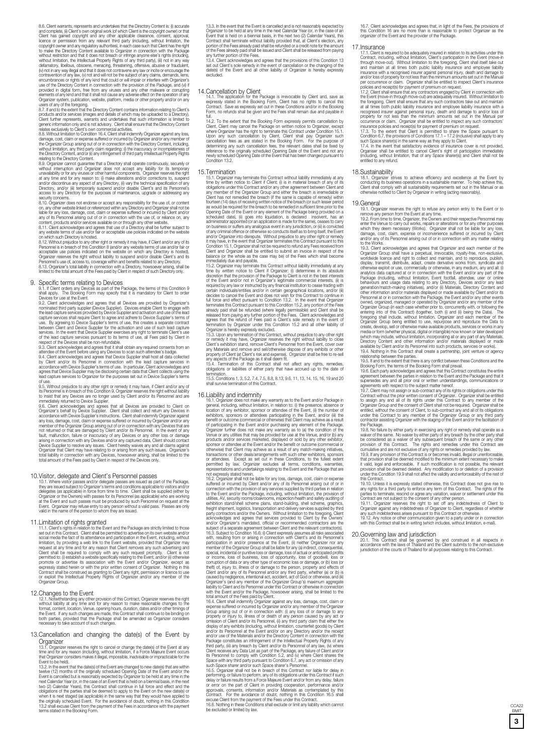8.6. Client warrants, represents and undertakes that the Directory Content is: (i) accurate and complete, (ii) Client's own original work (of which Client is the copyright owner) or that Client has gained copyright and any other applicable clearance, consent, approval, licence or permission from any relevant third party (including, without limitation, the copyright owner and any regulatory authorities), in each case such that Client has the right to make the Directory Content available to Organizer in connection with the Package without restriction and that it does not breach or infringe anyone else's rights (including, without limitation, the Intellectual Property Rights of any third party), (iii) not in any way defamatory, libellous, obscene, menacing, threatening, offensive, abusive or fraudulent, (iv) not in any way illegal and that it does not contravene any law or incite or encourage the contravention of any law, (v) not and will not be the subject of any claims, demands, liens, encumbrances or rights of any kind that could or will impair or interfere with Organizer's use of the Directory Content in connection with the provision of the Package, and (vi) if provided in digital form, free from any viruses and any other malware or corrupting elements of any kind and that it shall not cause any adverse effect on the operation of any Organizer system, publication, website, platform, media or other property and/or on any users of any of the foregoing.

8.7. If and to the extent that the Directory Content contains information relating to Client's products and/or services (images and details of which may be uploaded to a Directory), Client further represents, warrants and undertakes that such information is limited to generic information only and is not advisory. Client shall ensure that the Directory Content relates exclusively to Client's own commercial activities.

8.8. Without limitation to Condition 16.4, Client shall indemnify Organizer against any loss, damage, cost, claim or expense suffered or incurred by Organizer and/or any member of the Organizer Group arising out of or in connection with the Directory Content, including, without limitation, any third party claim regarding: (i) the inaccuracy or incompleteness of the Directory Content, and/or (ii) any infringement of third party Intellectual Property Rights relating to the Directory Content.

8.9. Organizer cannot guarantee that a Directory shall operate continuously, securely or without interruption and Organizer does not accept any liability for its temporary unavailability or for any viruses or other harmful components. Organizer reserves the right at any time and for any reason to: (i) make alterations and/or corrections to, suspend and/or discontinue any aspect of any Directory, (ii) vary the technical specification of any Directory, and/or (iii) temporarily suspend and/or disable Client's and its Personnel's access to any Directory for the purposes of maintenance, upgrade or addressing any security concerns.

8.10. Organizer does not endorse or accept any responsibility for the use of, or content on, any other website linked or referenced within any Directory and Organizer shall not be liable for any loss, damage, cost, claim or expense suffered or incurred by Client and/or any of its Personnel arising out of or in connection with the use of, or reliance on, any content, products and/or services available on or through any other website.

8.11. Client acknowledges and agrees that use of a Directory shall be further subject to any website terms of use and/or fair or acceptable use policies indicated on the website on which such Directory is hosted.

8.12. Without prejudice to any other right or remedy it may have, if Client and/or any of its Personnel is in breach of this Condition 8 (and/or any website terms of use and/or fair or acceptable use policies indicated on the website on which any Directory is hosted), Organizer reserves the right without liability to suspend and/or disable Client's and its Personnel's use of, access to, coverage within and benefits related to any Directory.

8.13. Organizer's total liability in connection with a Directory, howsoever arising, shall be limited to the total amount of the Fees paid by Client in respect of such Directory only.

## 9. Specific terms relating to Devices

9.1. If Client orders any Devices as part of the Package, the terms of this Condition 9 shall apply. The Booking Form may specify that it is mandatory for Client to order Devices for use at the Event.

9.2. Client acknowledges and agrees that all Devices are provided by Organizer's nominated third party supplier (Device Supplier). Devices enable Client to engage with the lead capture services provided by Device Supplier and activation and use of the lead capture services shall require Client to agree and adhere to Device Supplier's terms of use. By agreeing to Device Supplier's terms of use, this creates a separate contract between Client and Device Supplier for the activation and use of such lead capture services. In the event that Device Supplier exercises any right to terminate Client's use of the lead capture services pursuant to its terms of use, all Fees paid by Client in respect of the Devices shall be non-refundable.

9.3. Client acknowledges and agrees that it shall obtain any required consents from an attendee of the Event before using any Devices to scan such attendee's badge.

9.4. Client acknowledges and agrees that Device Supplier shall host all data collected by Client and/or its Personnel in connection with the lead capture services in accordance with Device Supplier's terms of use. In particular, Client acknowledges and agrees that Device Supplier may be disclosing certain data that Client collects using the lead capture services to Organizer for the purposes set out in Device Supplier's terms of use.

9.5. Without prejudice to any other right or remedy it may have, if Client and/or any of its Personnel is in breach of this Condition 9, Organizer reserves the right without liability to insist that any Devices are no longer used by Client and/or its Personnel and are immediately returned to Device Supplier.

9.6. Client acknowledges and agrees that all Devices are provided to Client on Organizer's behalf by Device Supplier. Client shall collect and return any Devices in accordance with Device Supplier's instructions. Client shall indemnify Organizer against any loss, damage, cost, claim or expense suffered or incurred by Organizer and/or any member of the Organizer Group arising out of or in connection with any Devices that are not returned or that are damaged by Client and/or its Personnel. In the event of any fault, malfunction, failure or inaccuracy of any Devices or any other loss or damage arising in connection with any Devices and/or any captured data, Client should contact Device Supplier to resolve any issues. Client hereby waives any and all claims against Organizer that Client may have relating to or arising from any such issues. Organizer's total liability in connection with any Devices, howsoever arising, shall be limited to the total amount of the Fees paid by Client in respect of the Devices only.

## 10. Visitor, delegate and Client's Personnel passes

10.1. Where visitor passes and/or delegate passes are issued as part of the Package, they are issued subject to Organizer's terms and conditions applicable to visitors and/or delegates (as applicable) in force from time to time. Client shall be supplied (either by Organizer or the Owners) with passes for its Personnel (as applicable) who are working at the Event and such passes must be produced by such Personnel on request at the Event. Organizer may refuse entry to any person without a valid pass. Passes are only valid in the name of the person to whom they are issued.

## 11. Limitation of rights granted

11.1. Client's rights in relation to the Event and the Package are strictly limited to those set out in this Contract. Client shall be permitted to advertise on its own website and/or social media the fact of its attendance and participation in the Event, including, without limitation, by providing a web link to the Event website, provided that Organizer may request at any time and for any reason that Client removes any such advertising and Client shall be required to comply with any such request promptly. Client is not permitted to: (i) establish a website specifically relating to the Event, and/or (ii) otherwise promote or advertise its association with the Event and/or Organizer, except as expressly stated herein or with the prior written consent of Organizer. Nothing in this Contract shall be construed as granting to Client any right, permission or licence to use or exploit the Intellectual Property Rights of Organizer and/or any member of the Organizer Group.

## 12. Changes to the Event

12.1. Notwithstanding any other provision of this Contract, Organizer reserves the right without liability at any time and for any reason to make reasonable changes to the format, content, location, Venue, opening hours, duration, dates and/or other timings of the Event. If any such changes are made, this Contract shall continue to be binding on both parties, provided that the Package shall be amended as Organizer considers necessary to take account of such changes.

## 13. Cancellation and changing the date(s) of the Event by Organizer

13.1. Organizer reserves the right to cancel or change the date(s) of the Event at any time and for any reason (including, without limitation, if a Force Majeure Event occurs that Organizer considers makes it illegal, impossible, inadvisable or impracticable for the Event to be held).

13.2. In the event that the date(s) of the Event are changed to new date(s) that are within twelve (12) months of the originally scheduled Opening Date of the Event and/or the Event is cancelled but is reasonably expected by Organizer to be held at any time in the next Calendar Year (or, in the case of an Event that is held on a biennial basis, in the next two (2) Calendar Years), this Contract shall continue in full force and effect and the obligations of the parties shall be deemed to apply to the Event on the new date(s) or when it is next staged (as applicable) in the same way that they would have applied to the originally scheduled Event. For the avoidance of doubt, nothing in this Condition 13.2 shall excuse Client from the payment of the Fees in accordance with the payment terms stated in the Booking Form.

13.3. In the event that the Event is cancelled and is not reasonably expected by Organizer to be held at any time in the next Calendar Year (or, in the case of an Event that is held on a biennial basis, in the next two (2) Calendar Years), this Contract shall terminate without liability provided that, at Client's election, any portion of the Fees already paid shall be refunded or a credit note for the amount of the Fees already paid shall be issued and Client shall be released from paying any further portion of the Fees.

13.4. Client acknowledges and agrees that the provisions of this Condition 13 set out Client's sole remedy in the event of cancellation or the changing of the date(s) of the Event and all other liability of Organizer is hereby expressly excluded.

## 14. Cancellation by Client

14.1. The application for the Package is irrevocable by Client and, save as expressly stated in the Booking Form, Client has no rights to cancel this Contract. Save as expressly set out in these Conditions and/or in the Booking Form, no refunds shall be given and the Fees shall remain due and payable in full.

14.2. To the extent that the Booking Form expressly permits cancellation by Client, Client may cancel the Package on written notice to Organizer, except where Organizer has the right to terminate this Contract under Condition 15.1. Upon any such cancellation by Client, Client shall pay Organizer such cancellation fees as are stated in the Booking Form. For the purpose of determining any such cancellation fees, the relevant dates shall be fixed by reference to the originally scheduled Opening Date of the Event and not any newly scheduled Opening Date of the Event that has been changed pursuant to Condition 13.2.

## 15. Termination

15.1. Organizer may terminate this Contract without liability immediately at any time by written notice to Client if Client: (i) is in material breach of any of its obligations under this Contract and/or any other agreement between Client and any member of the Organizer Group and either the breach is irremediable or Client has not remedied the breach (if the same is capable of remedy) within fourteen (14) days of receiving written notice of the breach (or such lesser period as would be required for the breach to be remedied in sufficient time prior to the Opening Date of the Event or any element of the Package being provided on a scheduled date), (ii) goes into liquidation, is declared insolvent, has an administrator appointed (or an application is made for the same), ceases to carry on business or suffers any analogous event in any jurisdiction, or (iii) is convicted of any criminal offence or otherwise so conducts itself as to bring itself, the Event and/or Organizer into disrepute. Without prejudice to any other right or remedy it may have, in the event that Organizer terminates this Contract pursuant to this Condition 15.1, Organizer shall not be required to refund any Fees received from Client and Organizer shall be entitled to submit an invoice in respect of the balance (or the whole as the case may be) of the Fees which shall become immediately due and payable.

15.2. Organizer may terminate this Contract without liability immediately at any time by written notice to Client if Organizer: (i) determines in its absolute discretion that the provision of the Package to Client is not in the best interests of the Event and/or not in Organizer's legitimate commercial interests, (ii) is required by any law or instructed by any financial institution to cease trading with certain individuals/entities and/or in certain geographical locations, and/or (iii) decides to cancel the Event and does not wish for this Contract to continue in full force and effect pursuant to Condition 13.2. In the event that Organizer terminates this Contract pursuant to this Condition 15.2, any portion of the Fees already paid shall be refunded (where legally permissible) and Client shall be released from paying any further portion of the Fees. Client acknowledges and agrees that the refund of Fees paid is Client's sole remedy in the event of termination by Organizer under this Condition 15.2 and all other liability of Organizer is hereby expressly excluded.

15.3. Upon any termination of this Contract, without prejudice to any other right or remedy it may have, Organizer reserves the right without liability to close Client's exhibition stand, remove Client's Personnel from the Event, cover over any Materials and remove and sell/otherwise dispose of any exhibits or other property of Client (at Client's risk and expense). Organizer shall be free to re-sell any aspects of the Package as it shall deem fit.

15.4. Termination of this Contract shall not affect any rights, remedies, obligations or liabilities of either party that have accrued up to the date of termination.

15.5. Conditions 1, 3, 5.2, 7.4, 7.5, 8.8, 8.13, 9.6, 11, 13, 14, 15, 16, 19 and 20 shall survive termination of this Contract.

## 16. Liability and indemnity

16.1. Organizer does not make any warranty as to the Event and/or Package in general, including, without limitation, in relation to: (i) the presence, absence or location of any exhibitor, sponsor or attendee of the Event, (ii) the number of exhibitors, sponsors or attendees participating in the Event, and/or (iii) the benefit or outcome (commercial or otherwise) that Client may achieve as a result of participating in the Event and/or purchasing any element of the Package. Organizer further does not make any warranty as to (a) the condition of the Venue or any utilities that may be provided for use at the Venue, and/or (b) any products and/or services marketed, displayed or sold by any other exhibitor, sponsor or attendee at the Event and/or the benefit or outcome (commercial or otherwise) that Client may achieve as a result of any match-making initiatives, transactions or other deals/arrangements with such other exhibitors, sponsors or attendees. Except as set out in these Conditions, to the fullest extent permitted by law, Organizer excludes all terms, conditions, warranties, representations and undertakings relating to the Event and the Package that are not expressly stated herein.

16.2. Organizer shall not be liable for any loss, damage, cost, claim or expense suffered or incurred by Client and/or any of its Personnel arising out of or in connection with the provision of any services supplied by third parties in relation to the Event and/or the Package, including, without limitation, the provision of utilities, AV, security, meeting rooms/classrooms, inspection/health and safety auditing of exhibition stand/shell scheme plans, stand-building, shell scheme, graphics, freight shipment, logistics, transportation and delivery services supplied by third party contractors and/or the Owners. Without limitation to the foregoing, Client acknowledges and agrees that services provided to Client by the Owners' and/or Organizer's mandated, official or recommended contractors are the subject of a separate agreement between Client and the relevant contractor(s).

16.3. Subject to Condition 16.6: (i) Client expressly assumes all risks associated with, resulting from or arising in connection with Client's and its Personnel's participation in and/or presence at the Event, (ii) neither Organizer nor any member of the Organizer Group shall be liable for any (a) indirect, consequential, special, incidental or punitive loss or damage, loss of actual or anticipated profits or income, loss of business, loss of opportunity, loss of goodwill, loss or corruption of data or any other type of economic loss or damage, or (b) loss (or theft) of, injury to, illness of or damage to the person, property and effects of Client and/or any of its Personnel and/or any third party, whether (a) or (b) is caused by negligence, intentional act, accident, act of God or otherwise, and (iii) Organizer's (and any member of the Organizer Group's) maximum aggregate liability to Client and its Personnel under this Contract or otherwise in connection with the Event and/or the Package, howsoever arising, shall be limited to the total amount of the Fees paid by Client.

16.4. Client shall indemnify Organizer against any loss, damage, cost, claim or expense suffered or incurred by Organizer and/or any member of the Organizer Group arising out of or in connection with: (i) any loss of or damage to any property or injury to, illness of or death of any person caused by any act or omission of Client and/or its Personnel, (ii) any third party claim that either the display of any exhibits (including, without limitation, counterfeit goods) by Client and/or its Personnel at the Event and/or on any Directory and/or the receipt and/or use of the Materials and/or the Directory Content in connection with the Package constitutes an infringement of the Intellectual Property Rights of any third party, (iii) any breach by Client and/or its Personnel of any law, (iv) where Client receives any Data List as part of the Package, any failure of Client and/or its Personnel to comply with Condition 5.2, and (v) where Client shares the Space with any third party pursuant to Condition 6.7, any act or omission of any such Space sharer and/or such Space sharer's Personnel.

16.5. Organizer shall not be in breach of this Contract nor liable for delay in performing, or failure to perform, any of its obligations under this Contract if such delay or failure results from a Force Majeure Event and/or from any delay, failure or error on the part of Client in providing cooperation, performance and/or approvals, consents, information and/or Materials as contemplated by this Contract. For the avoidance of doubt, nothing in this Condition 16.5 shall excuse Client from the payment of the Fees under this Contract.

16.6. Nothing in these Conditions shall exclude or limit any liability which cannot be excluded or limited by law.

16.7. Client acknowledges and agrees that, in light of the Fees, the provisions of this Condition 16 are no more than is reasonable to protect Organizer as the organizer of the Event and the provider of the Package.

## 17. Insurance

17.1. Client is required to be adequately insured in relation to its activities under this Contract, including, without limitation, Client's participation in the Event (move-in through move-out). Without limitation to the foregoing, Client shall itself take out and maintain at all times both public liability insurance and employee liability insurance with a recognised insurer against personal injury, death and damage to and/or loss of property for not less than the minimum amounts set out in the Manual per occurrence or claim. Organizer shall be entitled to inspect Client's insurance policies and receipt(s) for payment of premium on request.

17.2. Client shall ensure that any contractors engaged by Client in connection with the Event (move-in through move-out) are adequately insured. Without limitation to the foregoing, Client shall ensure that any such contractors take out and maintain at all times both public liability insurance and employee liability insurance with a recognised insurer against personal injury, death and damage to and/or loss of property for not less than the minimum amounts set out in the Manual per occurrence or claim. Organizer shall be entitled to inspect any such contractors' insurance policies and receipt(s) for payment of premium on request.

17.3. To the extent that Client is permitted to share the Space pursuant to Condition 6.7, the provisions of Conditions 17.1 – 17.2 (inclusive) shall apply to any such Space sharer(s) in the same way as they apply to Client.

17.4. In the event that satisfactory evidence of insurance cover is not provided, Organiser shall be entitled to cancel Client's right of participation immediately (including, without limitation, that of any Space sharer(s)) and Client shall not be entitled to any refund.

## 18. Sustainability

18.1. Organizer strives to achieve efficiency and excellence at the Event by conducting its business operations in a sustainable manner. To help achieve this, Client shall comply with all sustainability requirements set out in the Manual or as otherwise notified to Client by Organizer in writing (acting reasonably).

## 19. General

19.1. Organizer reserves the right to refuse any person entry to the Event or to remove any person from the Event at any time.

19.2. From time to time, Organizer, the Owners and their respective Personnel may enter the Venue to carry out works, repairs or alterations or for any other purposes which they deem necessary (Works). Organizer shall not be liable for any loss, damage, cost, claim, expense or inconvenience suffered or incurred by Client and/or any of its Personnel arising out of or in connection with any matter relating to the Works.

19.3. Client acknowledges and agrees that Organizer and each member of the Organizer Group shall have a perpetual, irrevocable, royalty-free, non-exclusive, worldwide licence and right to collect and maintain, and to reproduce, publish, display, transmit, distribute, adapt, create derivative works from, syndicate and otherwise exploit or use, commercially or otherwise, in any medium, any and all: (i) analytics data captured at or in connection with the Event and/or any part of the Package (including, without limitation, Event footfall, attendee, user or online behaviours and usage data relating to any Directory, Devices and/or any lead generation/match-making initiatives), and/or (ii) Materials, Directory Content and other information and/or materials displayed or made available by Client and/or its Personnel at or in connection with the Package, the Event and/or any other events owned, organized, managed or operated by Organizer and/or any member of the Organizer Group (in each case whether prior to, concurrently with, or following the entering into of this Contract) (together, both (i) and (ii) being the Data). The foregoing shall include, without limitation, Organizer and each member of the Organizer Group being entitled to use, repurpose and reproduce the Data to create, develop, sell or otherwise make available products, services or works in any media or form (whether physical, digital or intangible) now known or later developed (which may include, without limitation, incorporating all or any part of any Materials, Directory Content and other information and/or materials displayed or made available by Client and/or its Personnel into such products, services or works).

19.4. Nothing in this Contract shall create a partnership, joint venture or agency relationship between the parties.

19.5. If and to the extent that there is any conflict between these Conditions and the Booking Form, the terms of the Booking Form shall prevail.

19.6. Each party acknowledges and agrees that this Contract constitutes the entire agreement between the parties in relation to the Event and the Package and that it supersedes any and all prior oral or written understandings, communications or agreements with respect to the subject matter hereof.

19.7. Client may not assign or sub-contract any of its rights or obligations under this Contract without the prior written consent of Organizer. Organizer shall be entitled to assign any and all of its rights under this Contract to any member of the Organizer Group and the consent of Client shall not be required. Organizer shall be entitled, without the consent of Client, to sub-contract any and all of its obligations under this Contract to any member of the Organizer Group or any third party contractor assisting Organizer with the staging of the Event and/or the facilitation of the Package.

19.8. No failure by either party in exercising any right or remedy shall operate as a waiver of the same. No waiver by either party of any breach by the other party shall be considered as a waiver of any subsequent breach of the same or any other provision of this Contract. The rights and remedies under this Contract are cumulative and are not exclusive of any rights or remedies provided by law.

19.9. If any provision of this Contract is or becomes invalid, illegal or unenforceable, that provision shall be deemed modified to the minimum extent necessary to make it valid, legal and enforceable. If such modification is not possible, the relevant provision shall be deemed deleted. Any modification to or deletion of a provision under this Condition 19.9 shall not affect the validity and enforceability of the rest of this Contract.

19.10. Unless it is expressly stated otherwise, this Contract does not give rise to any rights for a third party to enforce any term of this Contract. The rights of the parties to terminate, rescind or agree any variation, waiver or settlement under this Contract are not subject to the consent of any other person.

19.11. Organizer reserves the right to set off any indebtedness of Client to Organizer against any indebtedness of Organizer to Client, regardless of whether any such indebtedness arises pursuant to this Contract or otherwise.

19.12. Any notice or other communication given to a party under or in connection with this Contract shall be in writing (which includes, without limitation, e-mail).

## 20. Governing law and jurisdiction

20.1. This Contract shall be governed by and construed in all respects in accordance with the laws of Thailand and the Client submits to the non-exclusive jurisdiction of the courts of Thailand for all purposes relating to this Contract.

CCA22
BMIT